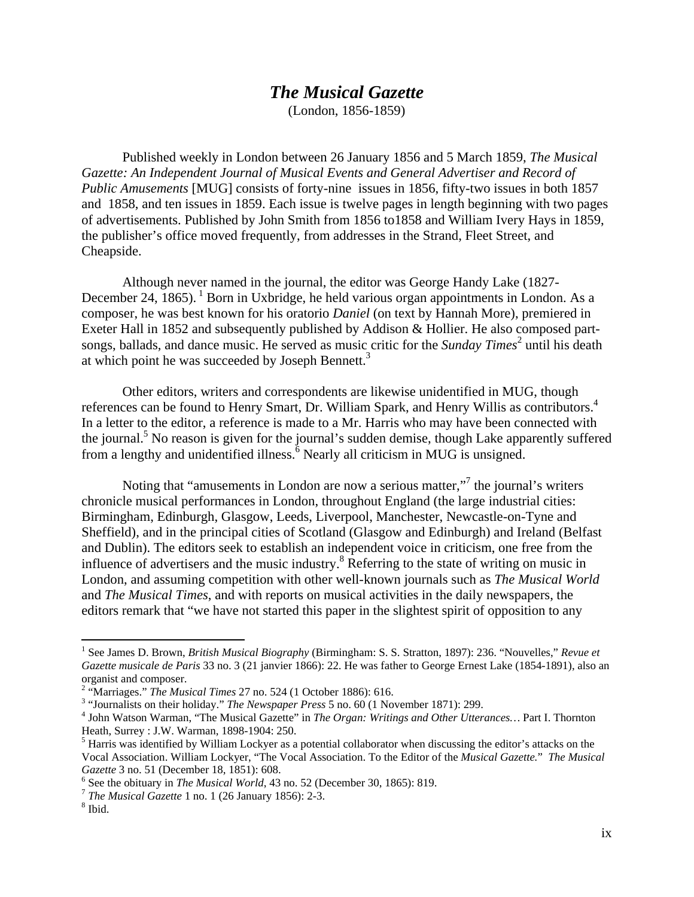# *The Musical Gazette*

(London, 1856-1859)

Published weekly in London between 26 January 1856 and 5 March 1859, *The Musical Gazette: An Independent Journal of Musical Events and General Advertiser and Record of Public Amusements* [MUG] consists of forty-nine issues in 1856, fifty-two issues in both 1857 and 1858, and ten issues in 1859. Each issue is twelve pages in length beginning with two pages of advertisements. Published by John Smith from 1856 to1858 and William Ivery Hays in 1859, the publisher's office moved frequently, from addresses in the Strand, Fleet Street, and Cheapside.

Although never named in the journal, the editor was George Handy Lake (1827-December 24, 1865).[1] Born in Uxbridge, he held various organ appointments in London. As a composer, he was best known for his oratorio *Daniel* (on text by Hannah More), premiered in Exeter Hall in 1852 and subsequently published by Addison & Hollier. He also composed part-songs, ballads, and dance music. He served as music critic for the *Sunday Times*[2] until his death at which point he was succeeded by Joseph Bennett.[3]

Other editors, writers and correspondents are likewise unidentified in MUG, though references can be found to Henry Smart, Dr. William Spark, and Henry Willis as contributors.[4] In a letter to the editor, a reference is made to a Mr. Harris who may have been connected with the journal.[5] No reason is given for the journal's sudden demise, though Lake apparently suffered from a lengthy and unidentified illness.[6] Nearly all criticism in MUG is unsigned.

Noting that "amusements in London are now a serious matter,"[7] the journal's writers chronicle musical performances in London, throughout England (the large industrial cities: Birmingham, Edinburgh, Glasgow, Leeds, Liverpool, Manchester, Newcastle-on-Tyne and Sheffield), and in the principal cities of Scotland (Glasgow and Edinburgh) and Ireland (Belfast and Dublin). The editors seek to establish an independent voice in criticism, one free from the influence of advertisers and the music industry.[8] Referring to the state of writing on music in London, and assuming competition with other well-known journals such as *The Musical World* and *The Musical Times*, and with reports on musical activities in the daily newspapers, the editors remark that "we have not started this paper in the slightest spirit of opposition to any

---

[1] See James D. Brown, *British Musical Biography* (Birmingham: S. S. Stratton, 1897): 236. "Nouvelles," *Revue et Gazette musicale de Paris* 33 no. 3 (21 janvier 1866): 22. He was father to George Ernest Lake (1854-1891), also an organist and composer.

[2] "Marriages." *The Musical Times* 27 no. 524 (1 October 1886): 616.

[3] "Journalists on their holiday." *The Newspaper Press* 5 no. 60 (1 November 1871): 299.

[4] John Watson Warman, "The Musical Gazette" in *The Organ: Writings and Other Utterances…* Part I. Thornton Heath, Surrey : J.W. Warman, 1898-1904: 250.

[5] Harris was identified by William Lockyer as a potential collaborator when discussing the editor's attacks on the Vocal Association. William Lockyer, "The Vocal Association. To the Editor of the *Musical Gazette.*" *The Musical Gazette* 3 no. 51 (December 18, 1851): 608.

[6] See the obituary in *The Musical World*, 43 no. 52 (December 30, 1865): 819.

[7] *The Musical Gazette* 1 no. 1 (26 January 1856): 2-3.

[8] Ibid.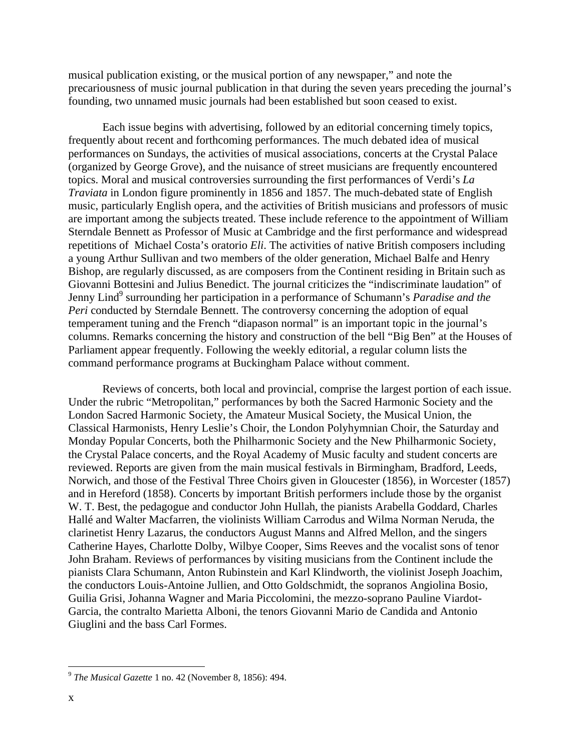musical publication existing, or the musical portion of any newspaper," and note the precariousness of music journal publication in that during the seven years preceding the journal's founding, two unnamed music journals had been established but soon ceased to exist.

Each issue begins with advertising, followed by an editorial concerning timely topics, frequently about recent and forthcoming performances. The much debated idea of musical performances on Sundays, the activities of musical associations, concerts at the Crystal Palace (organized by George Grove), and the nuisance of street musicians are frequently encountered topics. Moral and musical controversies surrounding the first performances of Verdi's *La Traviata* in London figure prominently in 1856 and 1857. The much-debated state of English music, particularly English opera, and the activities of British musicians and professors of music are important among the subjects treated. These include reference to the appointment of William Sterndale Bennett as Professor of Music at Cambridge and the first performance and widespread repetitions of Michael Costa's oratorio *Eli*. The activities of native British composers including a young Arthur Sullivan and two members of the older generation, Michael Balfe and Henry Bishop, are regularly discussed, as are composers from the Continent residing in Britain such as Giovanni Bottesini and Julius Benedict. The journal criticizes the "indiscriminate laudation" of Jenny Lind[9] surrounding her participation in a performance of Schumann's *Paradise and the Peri* conducted by Sterndale Bennett. The controversy concerning the adoption of equal temperament tuning and the French "diapason normal" is an important topic in the journal's columns. Remarks concerning the history and construction of the bell "Big Ben" at the Houses of Parliament appear frequently. Following the weekly editorial, a regular column lists the command performance programs at Buckingham Palace without comment.

Reviews of concerts, both local and provincial, comprise the largest portion of each issue. Under the rubric "Metropolitan," performances by both the Sacred Harmonic Society and the London Sacred Harmonic Society, the Amateur Musical Society, the Musical Union, the Classical Harmonists, Henry Leslie's Choir, the London Polyhymnian Choir, the Saturday and Monday Popular Concerts, both the Philharmonic Society and the New Philharmonic Society, the Crystal Palace concerts, and the Royal Academy of Music faculty and student concerts are reviewed. Reports are given from the main musical festivals in Birmingham, Bradford, Leeds, Norwich, and those of the Festival Three Choirs given in Gloucester (1856), in Worcester (1857) and in Hereford (1858). Concerts by important British performers include those by the organist W. T. Best, the pedagogue and conductor John Hullah, the pianists Arabella Goddard, Charles Hallé and Walter Macfarren, the violinists William Carrodus and Wilma Norman Neruda, the clarinetist Henry Lazarus, the conductors August Manns and Alfred Mellon, and the singers Catherine Hayes, Charlotte Dolby, Wilbye Cooper, Sims Reeves and the vocalist sons of tenor John Braham. Reviews of performances by visiting musicians from the Continent include the pianists Clara Schumann, Anton Rubinstein and Karl Klindworth, the violinist Joseph Joachim, the conductors Louis-Antoine Jullien, and Otto Goldschmidt, the sopranos Angiolina Bosio, Guilia Grisi, Johanna Wagner and Maria Piccolomini, the mezzo-soprano Pauline Viardot-Garcia, the contralto Marietta Alboni, the tenors Giovanni Mario de Candida and Antonio Giuglini and the bass Carl Formes.

---

[9] *The Musical Gazette* 1 no. 42 (November 8, 1856): 494.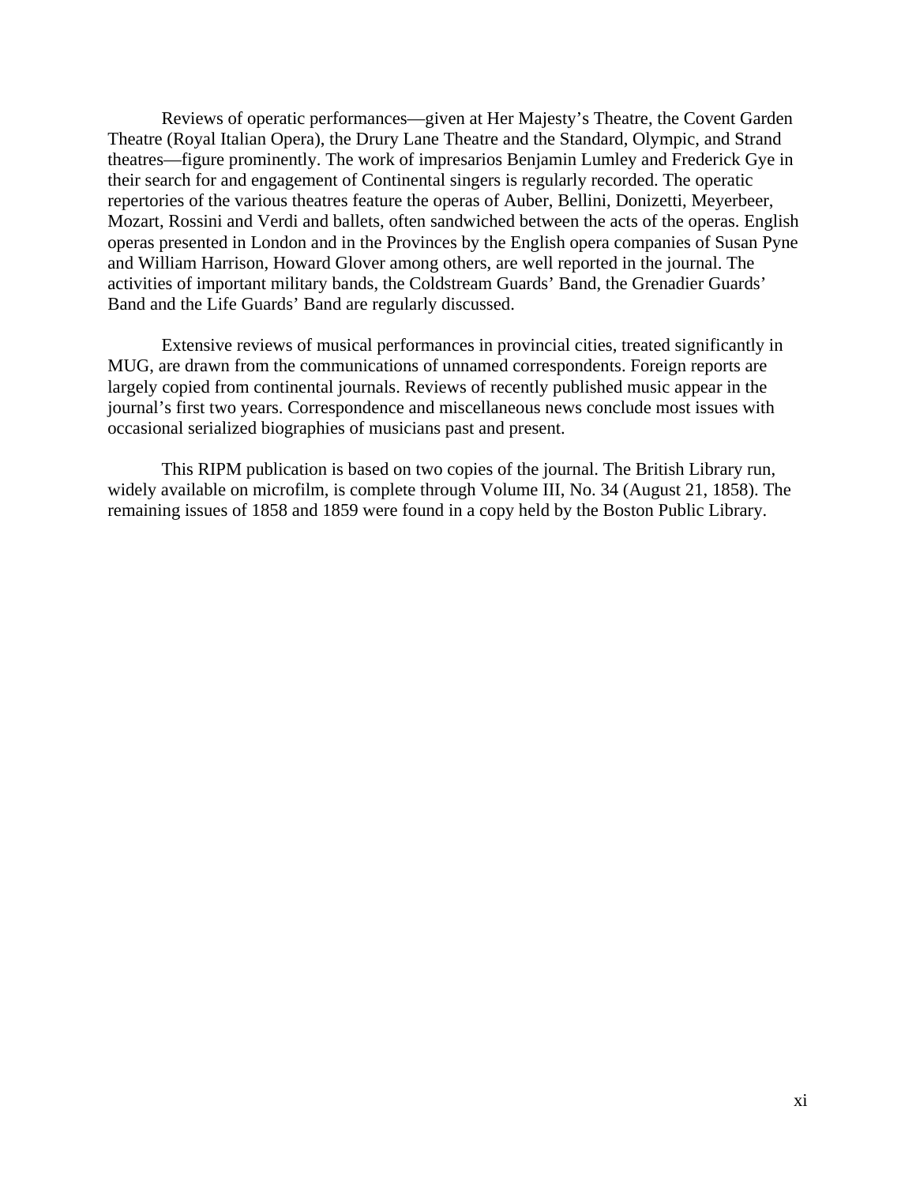Reviews of operatic performances—given at Her Majesty's Theatre, the Covent Garden Theatre (Royal Italian Opera), the Drury Lane Theatre and the Standard, Olympic, and Strand theatres—figure prominently. The work of impresarios Benjamin Lumley and Frederick Gye in their search for and engagement of Continental singers is regularly recorded. The operatic repertories of the various theatres feature the operas of Auber, Bellini, Donizetti, Meyerbeer, Mozart, Rossini and Verdi and ballets, often sandwiched between the acts of the operas. English operas presented in London and in the Provinces by the English opera companies of Susan Pyne and William Harrison, Howard Glover among others, are well reported in the journal. The activities of important military bands, the Coldstream Guards' Band, the Grenadier Guards' Band and the Life Guards' Band are regularly discussed.

Extensive reviews of musical performances in provincial cities, treated significantly in MUG, are drawn from the communications of unnamed correspondents. Foreign reports are largely copied from continental journals. Reviews of recently published music appear in the journal's first two years. Correspondence and miscellaneous news conclude most issues with occasional serialized biographies of musicians past and present.

This RIPM publication is based on two copies of the journal. The British Library run, widely available on microfilm, is complete through Volume III, No. 34 (August 21, 1858). The remaining issues of 1858 and 1859 were found in a copy held by the Boston Public Library.